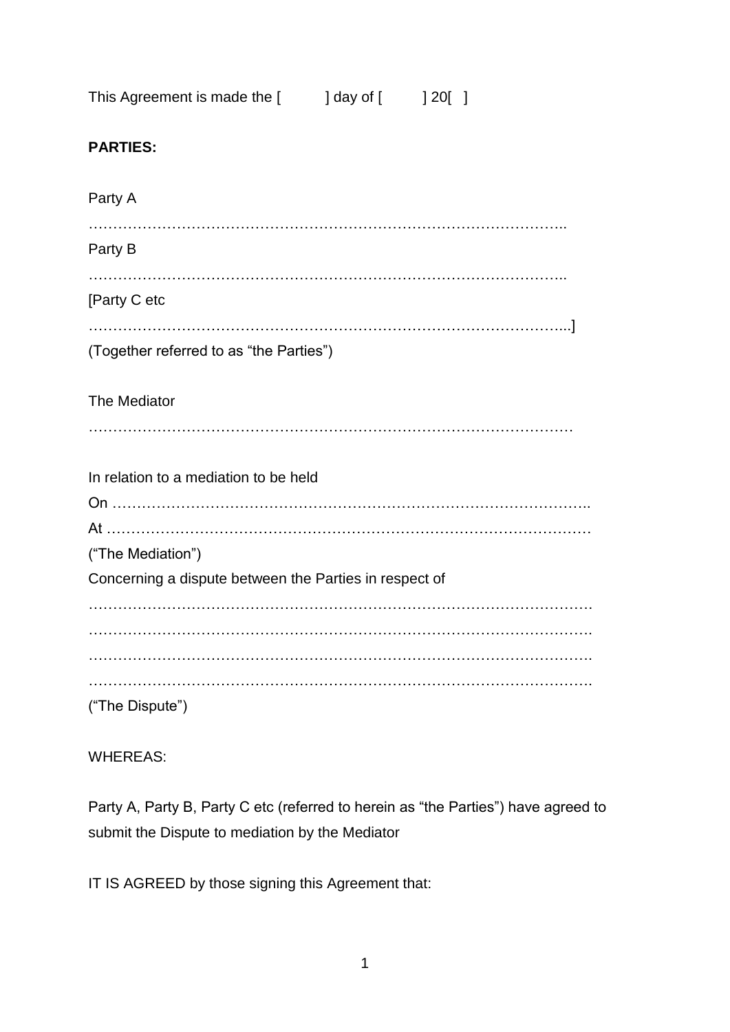This Agreement is made the [ ] day of [ ] 20[ ]

**PARTIES:**

Party A

…………………………………………………………………………………..

Party B

…………………………………………………………………………………..

[Party C etc

…………………………………………………………………………………...]

(Together referred to as "the Parties")

The Mediator

…………………………………………………………………………………

In relation to a mediation to be held

On ………………………………………………………………………………..

At ………………………………………………………………………………

("The Mediation")

Concerning a dispute between the Parties in respect of

……………………………………………………………………………………….

……………………………………………………………………………………….

……………………………………………………………………………………….

……………………………………………………………………………………….

("The Dispute")

WHEREAS:

Party A, Party B, Party C etc (referred to herein as "the Parties") have agreed to submit the Dispute to mediation by the Mediator

IT IS AGREED by those signing this Agreement that: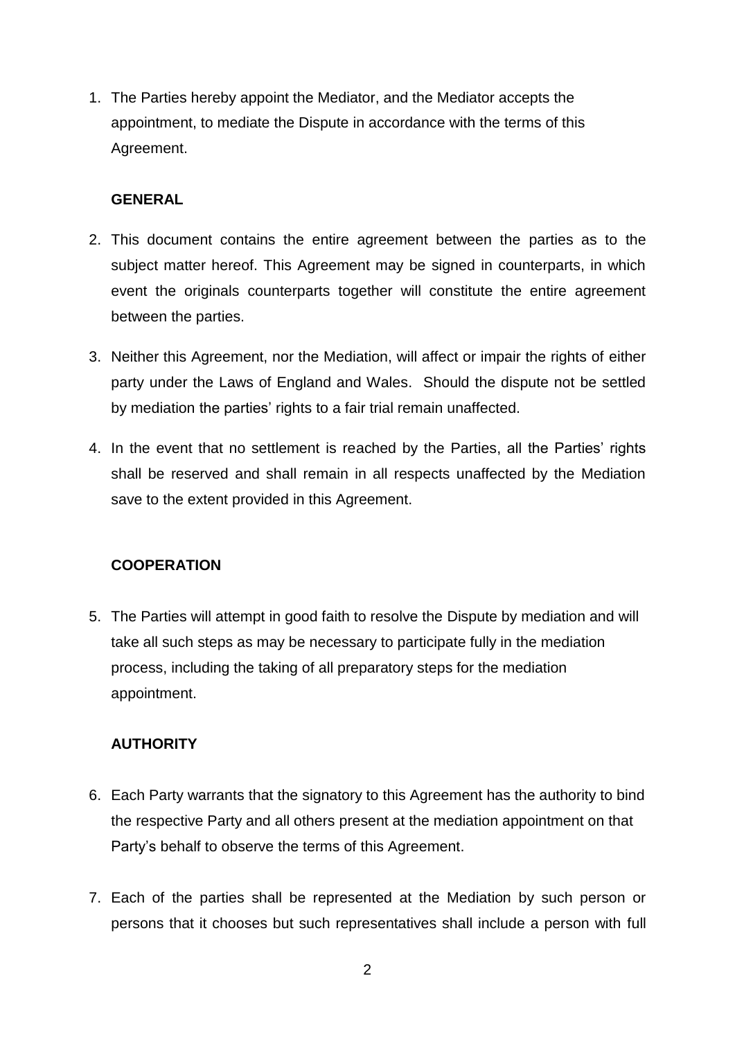1. The Parties hereby appoint the Mediator, and the Mediator accepts the appointment, to mediate the Dispute in accordance with the terms of this Agreement.

**GENERAL**

2. This document contains the entire agreement between the parties as to the subject matter hereof. This Agreement may be signed in counterparts, in which event the originals counterparts together will constitute the entire agreement between the parties.

3. Neither this Agreement, nor the Mediation, will affect or impair the rights of either party under the Laws of England and Wales. Should the dispute not be settled by mediation the parties' rights to a fair trial remain unaffected.

4. In the event that no settlement is reached by the Parties, all the Parties' rights shall be reserved and shall remain in all respects unaffected by the Mediation save to the extent provided in this Agreement.

**COOPERATION**

5. The Parties will attempt in good faith to resolve the Dispute by mediation and will take all such steps as may be necessary to participate fully in the mediation process, including the taking of all preparatory steps for the mediation appointment.

**AUTHORITY**

6. Each Party warrants that the signatory to this Agreement has the authority to bind the respective Party and all others present at the mediation appointment on that Party's behalf to observe the terms of this Agreement.

7. Each of the parties shall be represented at the Mediation by such person or persons that it chooses but such representatives shall include a person with full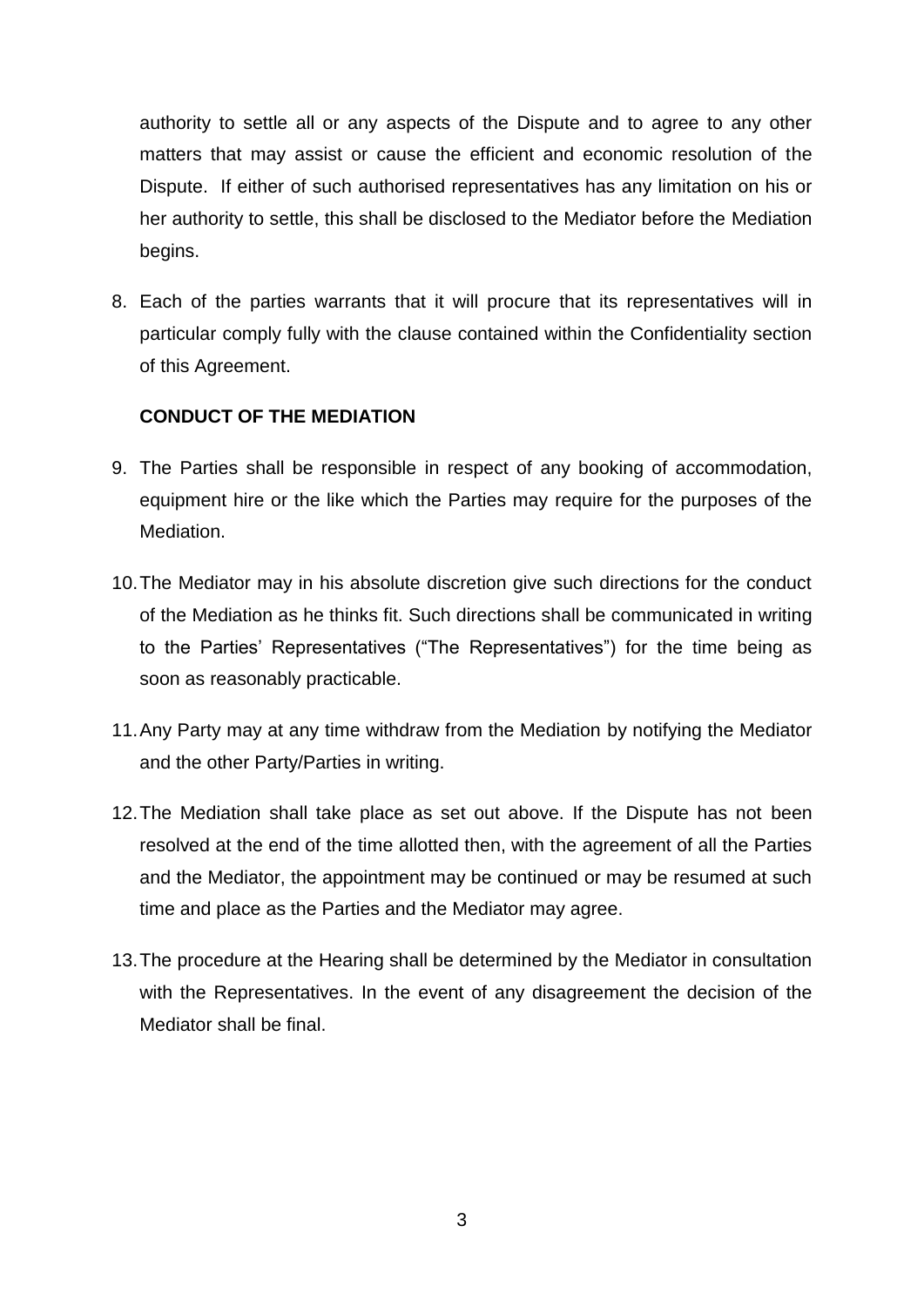authority to settle all or any aspects of the Dispute and to agree to any other matters that may assist or cause the efficient and economic resolution of the Dispute. If either of such authorised representatives has any limitation on his or her authority to settle, this shall be disclosed to the Mediator before the Mediation begins.

8. Each of the parties warrants that it will procure that its representatives will in particular comply fully with the clause contained within the Confidentiality section of this Agreement.

**CONDUCT OF THE MEDIATION**

9. The Parties shall be responsible in respect of any booking of accommodation, equipment hire or the like which the Parties may require for the purposes of the Mediation.

10. The Mediator may in his absolute discretion give such directions for the conduct of the Mediation as he thinks fit. Such directions shall be communicated in writing to the Parties' Representatives ("The Representatives") for the time being as soon as reasonably practicable.

11. Any Party may at any time withdraw from the Mediation by notifying the Mediator and the other Party/Parties in writing.

12. The Mediation shall take place as set out above. If the Dispute has not been resolved at the end of the time allotted then, with the agreement of all the Parties and the Mediator, the appointment may be continued or may be resumed at such time and place as the Parties and the Mediator may agree.

13. The procedure at the Hearing shall be determined by the Mediator in consultation with the Representatives. In the event of any disagreement the decision of the Mediator shall be final.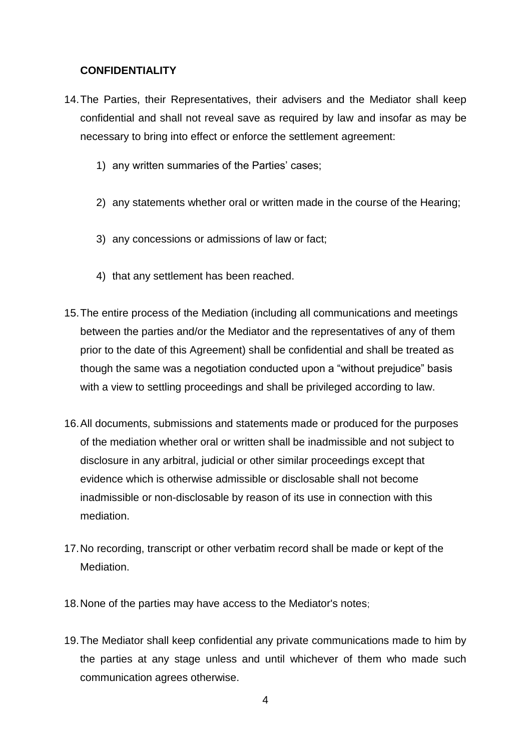**CONFIDENTIALITY**

14. The Parties, their Representatives, their advisers and the Mediator shall keep confidential and shall not reveal save as required by law and insofar as may be necessary to bring into effect or enforce the settlement agreement:

    1) any written summaries of the Parties' cases;

    2) any statements whether oral or written made in the course of the Hearing;

    3) any concessions or admissions of law or fact;

    4) that any settlement has been reached.

15. The entire process of the Mediation (including all communications and meetings between the parties and/or the Mediator and the representatives of any of them prior to the date of this Agreement) shall be confidential and shall be treated as though the same was a negotiation conducted upon a "without prejudice" basis with a view to settling proceedings and shall be privileged according to law.

16. All documents, submissions and statements made or produced for the purposes of the mediation whether oral or written shall be inadmissible and not subject to disclosure in any arbitral, judicial or other similar proceedings except that evidence which is otherwise admissible or disclosable shall not become inadmissible or non-disclosable by reason of its use in connection with this mediation.

17. No recording, transcript or other verbatim record shall be made or kept of the Mediation.

18. None of the parties may have access to the Mediator's notes;

19. The Mediator shall keep confidential any private communications made to him by the parties at any stage unless and until whichever of them who made such communication agrees otherwise.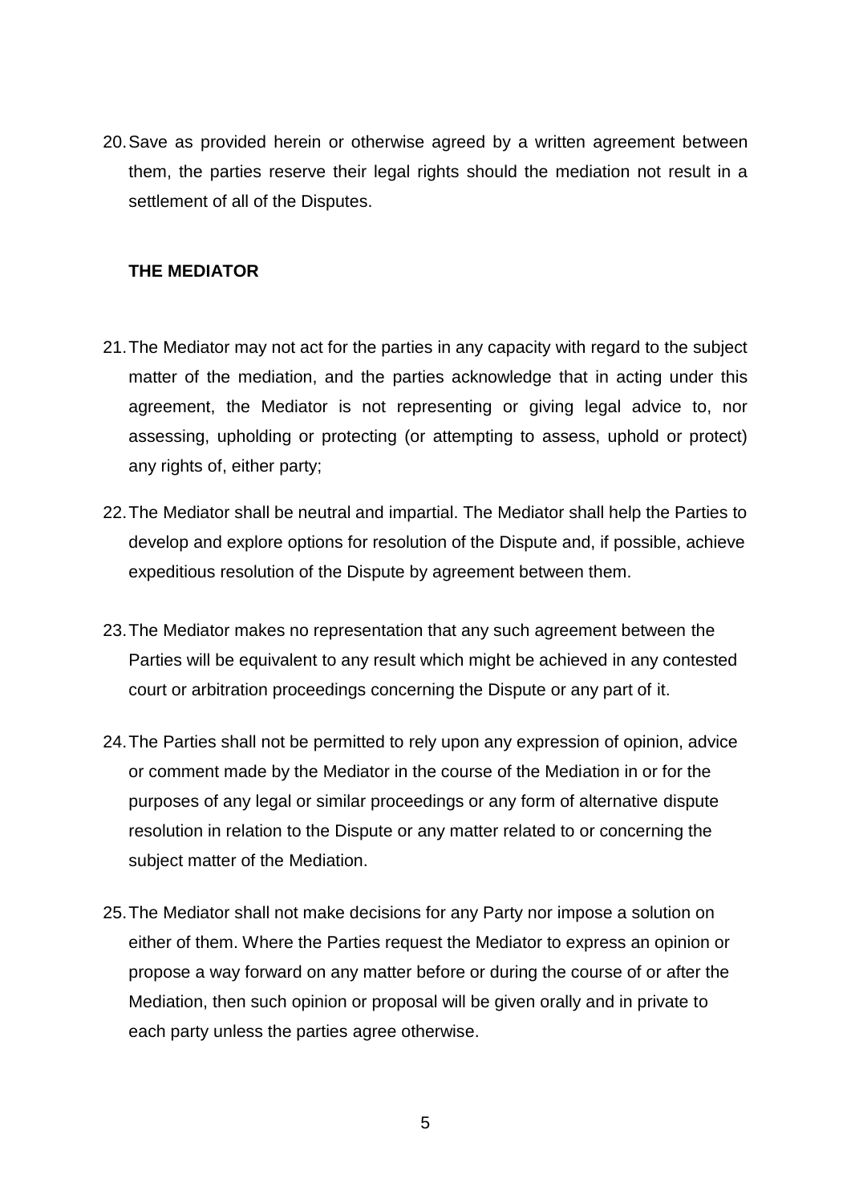20. Save as provided herein or otherwise agreed by a written agreement between them, the parties reserve their legal rights should the mediation not result in a settlement of all of the Disputes.

**THE MEDIATOR**

21. The Mediator may not act for the parties in any capacity with regard to the subject matter of the mediation, and the parties acknowledge that in acting under this agreement, the Mediator is not representing or giving legal advice to, nor assessing, upholding or protecting (or attempting to assess, uphold or protect) any rights of, either party;

22. The Mediator shall be neutral and impartial. The Mediator shall help the Parties to develop and explore options for resolution of the Dispute and, if possible, achieve expeditious resolution of the Dispute by agreement between them.

23. The Mediator makes no representation that any such agreement between the Parties will be equivalent to any result which might be achieved in any contested court or arbitration proceedings concerning the Dispute or any part of it.

24. The Parties shall not be permitted to rely upon any expression of opinion, advice or comment made by the Mediator in the course of the Mediation in or for the purposes of any legal or similar proceedings or any form of alternative dispute resolution in relation to the Dispute or any matter related to or concerning the subject matter of the Mediation.

25. The Mediator shall not make decisions for any Party nor impose a solution on either of them. Where the Parties request the Mediator to express an opinion or propose a way forward on any matter before or during the course of or after the Mediation, then such opinion or proposal will be given orally and in private to each party unless the parties agree otherwise.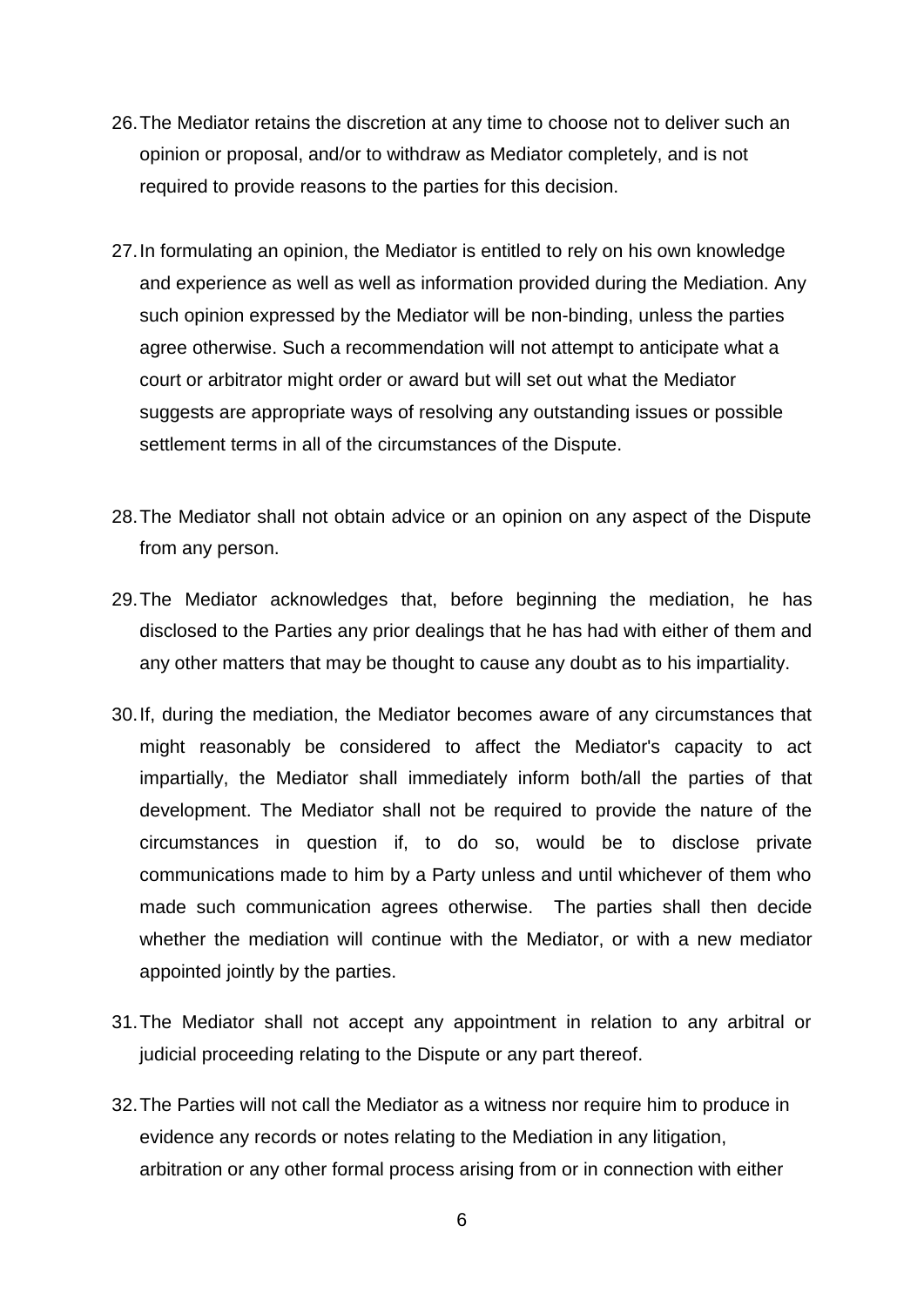26. The Mediator retains the discretion at any time to choose not to deliver such an opinion or proposal, and/or to withdraw as Mediator completely, and is not required to provide reasons to the parties for this decision.

27. In formulating an opinion, the Mediator is entitled to rely on his own knowledge and experience as well as well as information provided during the Mediation. Any such opinion expressed by the Mediator will be non-binding, unless the parties agree otherwise. Such a recommendation will not attempt to anticipate what a court or arbitrator might order or award but will set out what the Mediator suggests are appropriate ways of resolving any outstanding issues or possible settlement terms in all of the circumstances of the Dispute.

28. The Mediator shall not obtain advice or an opinion on any aspect of the Dispute from any person.

29. The Mediator acknowledges that, before beginning the mediation, he has disclosed to the Parties any prior dealings that he has had with either of them and any other matters that may be thought to cause any doubt as to his impartiality.

30. If, during the mediation, the Mediator becomes aware of any circumstances that might reasonably be considered to affect the Mediator's capacity to act impartially, the Mediator shall immediately inform both/all the parties of that development. The Mediator shall not be required to provide the nature of the circumstances in question if, to do so, would be to disclose private communications made to him by a Party unless and until whichever of them who made such communication agrees otherwise. The parties shall then decide whether the mediation will continue with the Mediator, or with a new mediator appointed jointly by the parties.

31. The Mediator shall not accept any appointment in relation to any arbitral or judicial proceeding relating to the Dispute or any part thereof.

32. The Parties will not call the Mediator as a witness nor require him to produce in evidence any records or notes relating to the Mediation in any litigation, arbitration or any other formal process arising from or in connection with either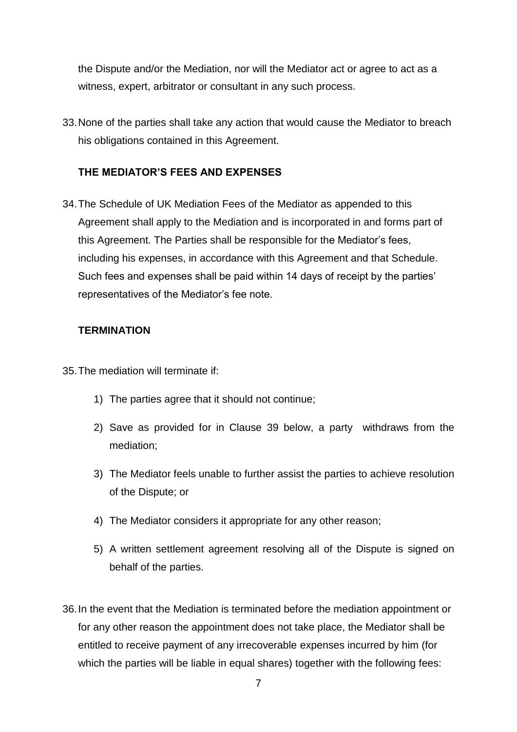the Dispute and/or the Mediation, nor will the Mediator act or agree to act as a witness, expert, arbitrator or consultant in any such process.

33. None of the parties shall take any action that would cause the Mediator to breach his obligations contained in this Agreement.

**THE MEDIATOR'S FEES AND EXPENSES**

34. The Schedule of UK Mediation Fees of the Mediator as appended to this Agreement shall apply to the Mediation and is incorporated in and forms part of this Agreement. The Parties shall be responsible for the Mediator's fees, including his expenses, in accordance with this Agreement and that Schedule. Such fees and expenses shall be paid within 14 days of receipt by the parties' representatives of the Mediator's fee note.

**TERMINATION**

35. The mediation will terminate if:

    1) The parties agree that it should not continue;

    2) Save as provided for in Clause 39 below, a party withdraws from the mediation;

    3) The Mediator feels unable to further assist the parties to achieve resolution of the Dispute; or

    4) The Mediator considers it appropriate for any other reason;

    5) A written settlement agreement resolving all of the Dispute is signed on behalf of the parties.

36. In the event that the Mediation is terminated before the mediation appointment or for any other reason the appointment does not take place, the Mediator shall be entitled to receive payment of any irrecoverable expenses incurred by him (for which the parties will be liable in equal shares) together with the following fees: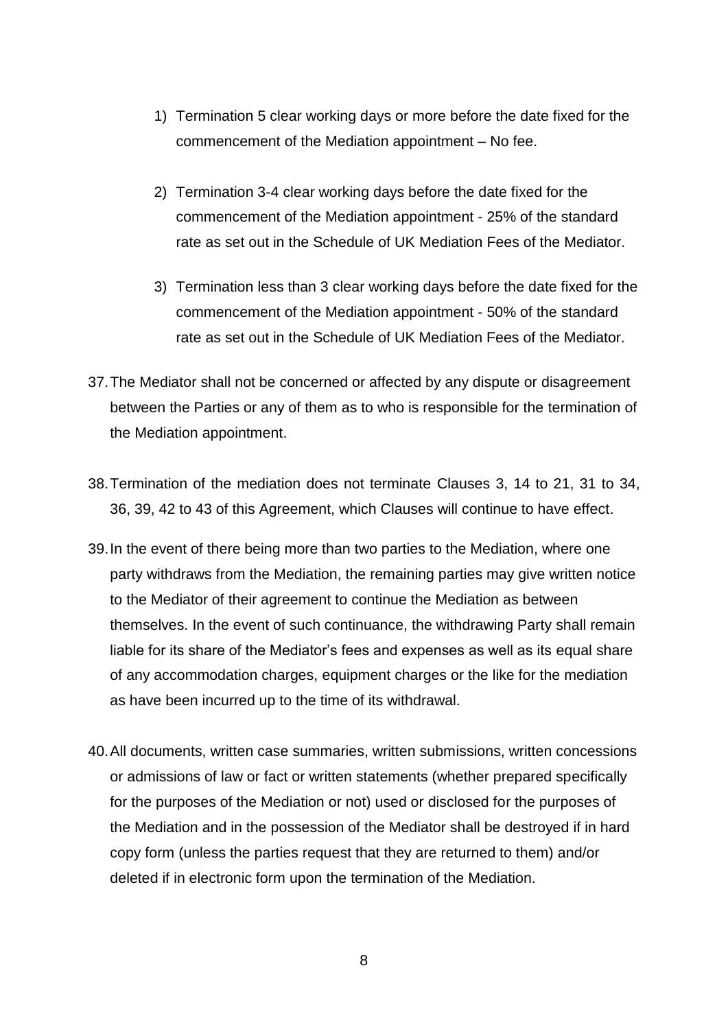1) Termination 5 clear working days or more before the date fixed for the commencement of the Mediation appointment – No fee.

2) Termination 3-4 clear working days before the date fixed for the commencement of the Mediation appointment - 25% of the standard rate as set out in the Schedule of UK Mediation Fees of the Mediator.

3) Termination less than 3 clear working days before the date fixed for the commencement of the Mediation appointment - 50% of the standard rate as set out in the Schedule of UK Mediation Fees of the Mediator.

37. The Mediator shall not be concerned or affected by any dispute or disagreement between the Parties or any of them as to who is responsible for the termination of the Mediation appointment.

38. Termination of the mediation does not terminate Clauses 3, 14 to 21, 31 to 34, 36, 39, 42 to 43 of this Agreement, which Clauses will continue to have effect.

39. In the event of there being more than two parties to the Mediation, where one party withdraws from the Mediation, the remaining parties may give written notice to the Mediator of their agreement to continue the Mediation as between themselves. In the event of such continuance, the withdrawing Party shall remain liable for its share of the Mediator's fees and expenses as well as its equal share of any accommodation charges, equipment charges or the like for the mediation as have been incurred up to the time of its withdrawal.

40. All documents, written case summaries, written submissions, written concessions or admissions of law or fact or written statements (whether prepared specifically for the purposes of the Mediation or not) used or disclosed for the purposes of the Mediation and in the possession of the Mediator shall be destroyed if in hard copy form (unless the parties request that they are returned to them) and/or deleted if in electronic form upon the termination of the Mediation.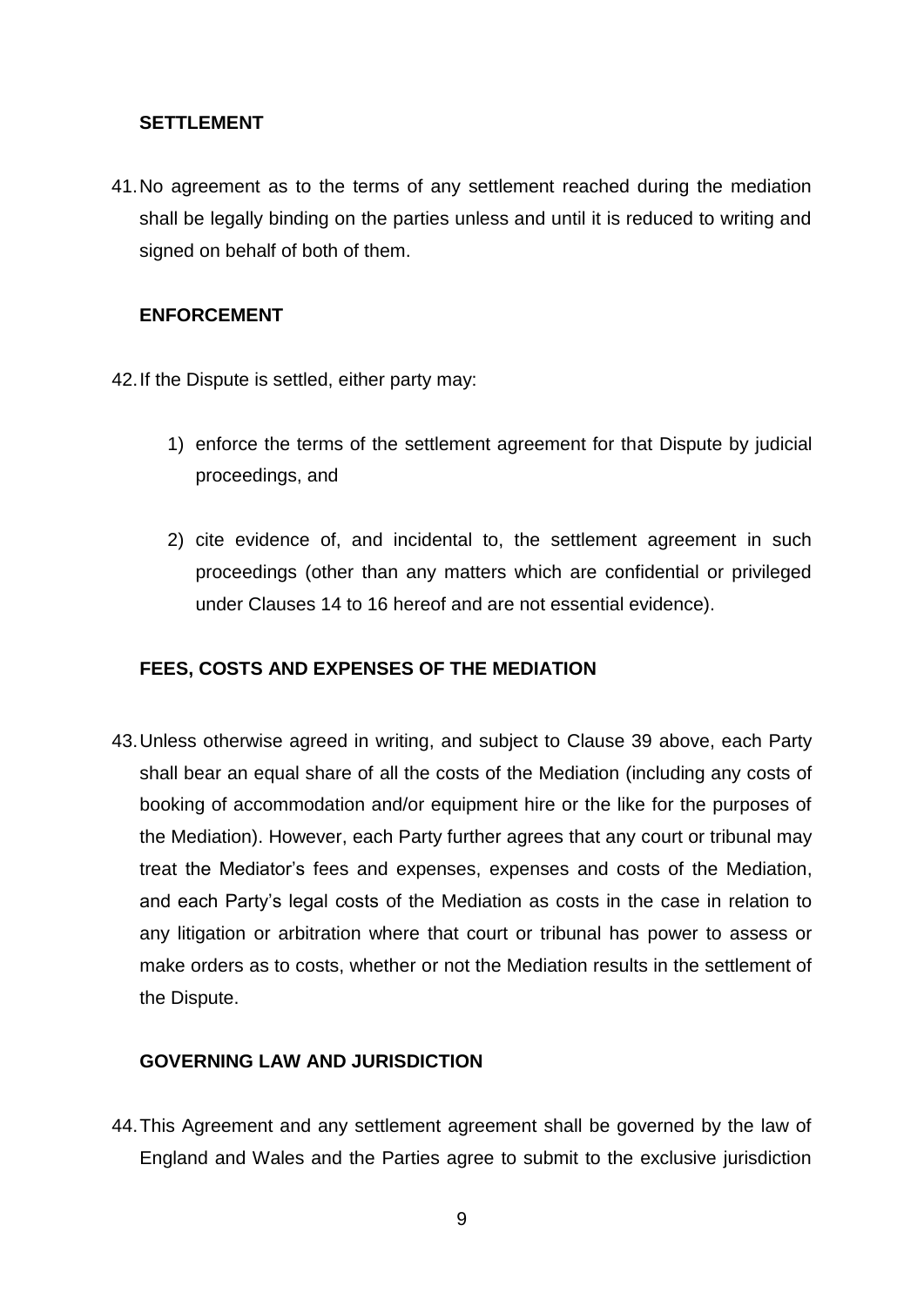### SETTLEMENT

41. No agreement as to the terms of any settlement reached during the mediation shall be legally binding on the parties unless and until it is reduced to writing and signed on behalf of both of them.

### ENFORCEMENT

42. If the Dispute is settled, either party may:

    1) enforce the terms of the settlement agreement for that Dispute by judicial proceedings, and

    2) cite evidence of, and incidental to, the settlement agreement in such proceedings (other than any matters which are confidential or privileged under Clauses 14 to 16 hereof and are not essential evidence).

### FEES, COSTS AND EXPENSES OF THE MEDIATION

43. Unless otherwise agreed in writing, and subject to Clause 39 above, each Party shall bear an equal share of all the costs of the Mediation (including any costs of booking of accommodation and/or equipment hire or the like for the purposes of the Mediation). However, each Party further agrees that any court or tribunal may treat the Mediator's fees and expenses, expenses and costs of the Mediation, and each Party's legal costs of the Mediation as costs in the case in relation to any litigation or arbitration where that court or tribunal has power to assess or make orders as to costs, whether or not the Mediation results in the settlement of the Dispute.

### GOVERNING LAW AND JURISDICTION

44. This Agreement and any settlement agreement shall be governed by the law of England and Wales and the Parties agree to submit to the exclusive jurisdiction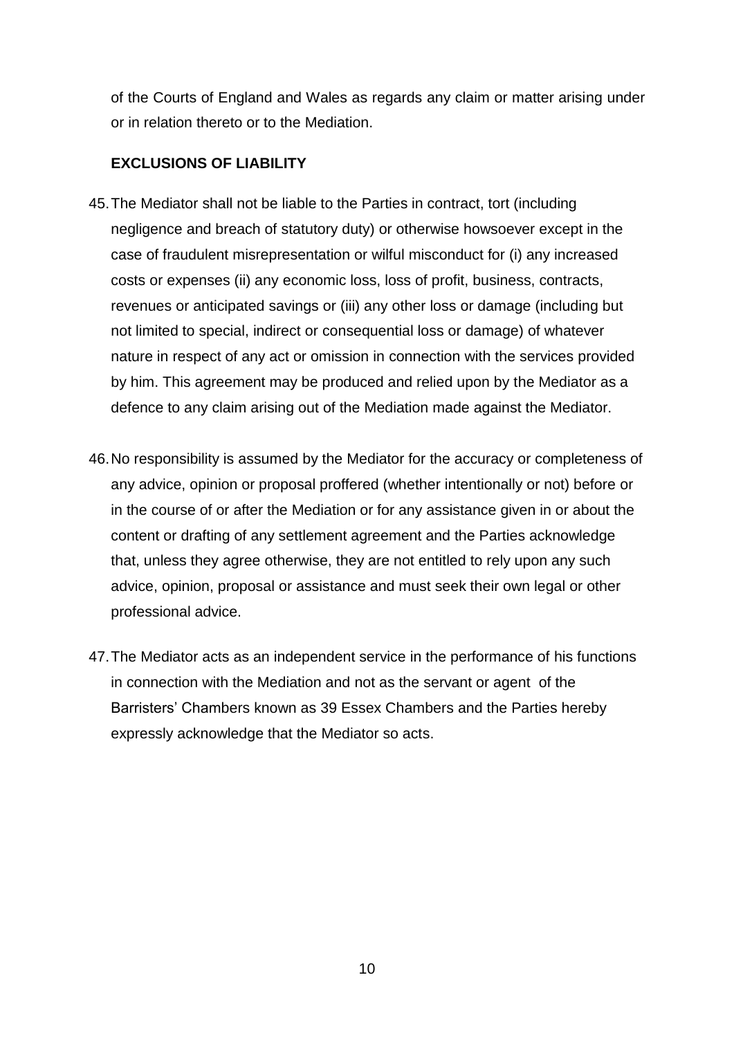of the Courts of England and Wales as regards any claim or matter arising under or in relation thereto or to the Mediation.

**EXCLUSIONS OF LIABILITY**

45. The Mediator shall not be liable to the Parties in contract, tort (including negligence and breach of statutory duty) or otherwise howsoever except in the case of fraudulent misrepresentation or wilful misconduct for (i) any increased costs or expenses (ii) any economic loss, loss of profit, business, contracts, revenues or anticipated savings or (iii) any other loss or damage (including but not limited to special, indirect or consequential loss or damage) of whatever nature in respect of any act or omission in connection with the services provided by him. This agreement may be produced and relied upon by the Mediator as a defence to any claim arising out of the Mediation made against the Mediator.

46. No responsibility is assumed by the Mediator for the accuracy or completeness of any advice, opinion or proposal proffered (whether intentionally or not) before or in the course of or after the Mediation or for any assistance given in or about the content or drafting of any settlement agreement and the Parties acknowledge that, unless they agree otherwise, they are not entitled to rely upon any such advice, opinion, proposal or assistance and must seek their own legal or other professional advice.

47. The Mediator acts as an independent service in the performance of his functions in connection with the Mediation and not as the servant or agent of the Barristers' Chambers known as 39 Essex Chambers and the Parties hereby expressly acknowledge that the Mediator so acts.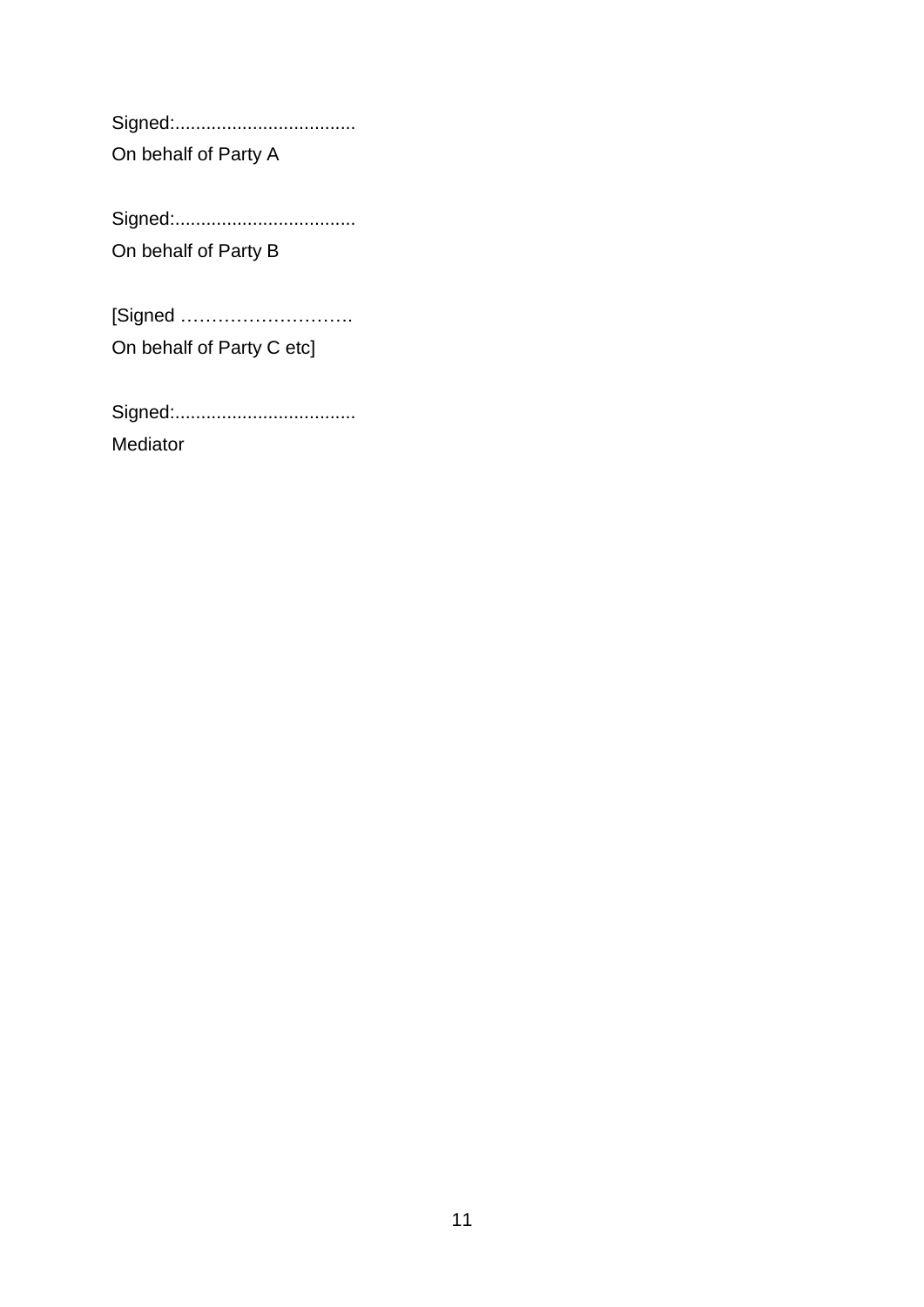Signed:...................................

On behalf of Party A

Signed:...................................

On behalf of Party B

[Signed ……………………….

On behalf of Party C etc]

Signed:...................................

Mediator